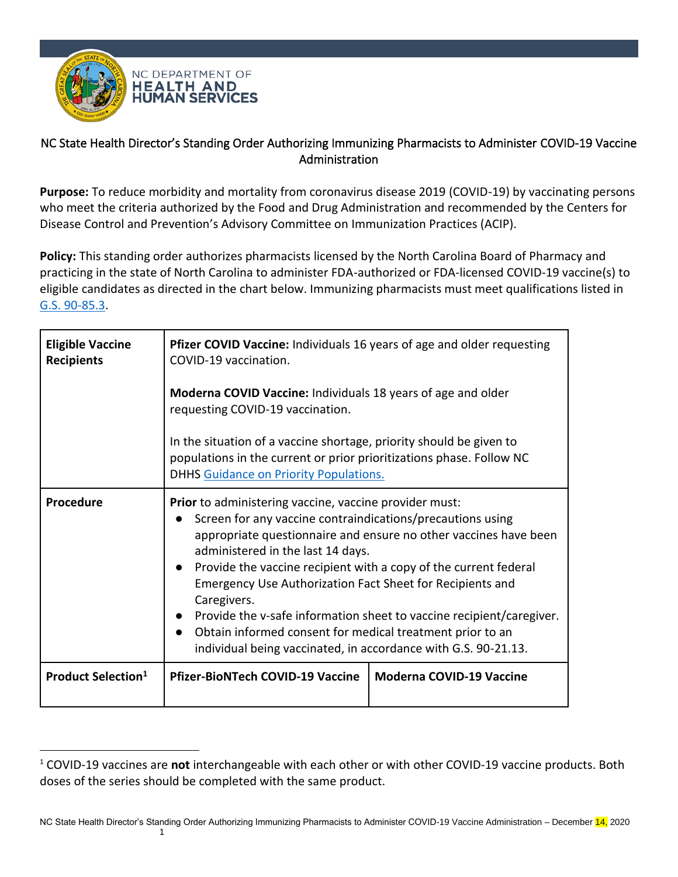NC DEPARTMENT OF HEALTH AND HUMAN SERVICES

# NC State Health Director's Standing Order Authorizing Immunizing Pharmacists to Administer COVID-19 Vaccine Administration

**Purpose:** To reduce morbidity and mortality from coronavirus disease 2019 (COVID-19) by vaccinating persons who meet the criteria authorized by the Food and Drug Administration and recommended by the Centers for Disease Control and Prevention's Advisory Committee on Immunization Practices (ACIP).

**Policy:** This standing order authorizes pharmacists licensed by the North Carolina Board of Pharmacy and practicing in the state of North Carolina to administer FDA-authorized or FDA-licensed COVID-19 vaccine(s) to eligible candidates as directed in the chart below. Immunizing pharmacists must meet qualifications listed in G.S. 90-85.3.

| | | |
|---|---|---|
| **Eligible Vaccine Recipients** | **Pfizer COVID Vaccine:** Individuals 16 years of age and older requesting COVID-19 vaccination.<br><br>**Moderna COVID Vaccine:** Individuals 18 years of age and older requesting COVID-19 vaccination.<br><br>In the situation of a vaccine shortage, priority should be given to populations in the current or prior prioritizations phase. Follow NC DHHS Guidance on Priority Populations. | |
| **Procedure** | **Prior** to administering vaccine, vaccine provider must:<br>● Screen for any vaccine contraindications/precautions using appropriate questionnaire and ensure no other vaccines have been administered in the last 14 days.<br>● Provide the vaccine recipient with a copy of the current federal Emergency Use Authorization Fact Sheet for Recipients and Caregivers.<br>● Provide the v-safe information sheet to vaccine recipient/caregiver.<br>● Obtain informed consent for medical treatment prior to an individual being vaccinated, in accordance with G.S. 90-21.13. | |
| **Product Selection**[1] | **Pfizer-BioNTech COVID-19 Vaccine** | **Moderna COVID-19 Vaccine** |

[1] COVID-19 vaccines are **not** interchangeable with each other or with other COVID-19 vaccine products. Both doses of the series should be completed with the same product.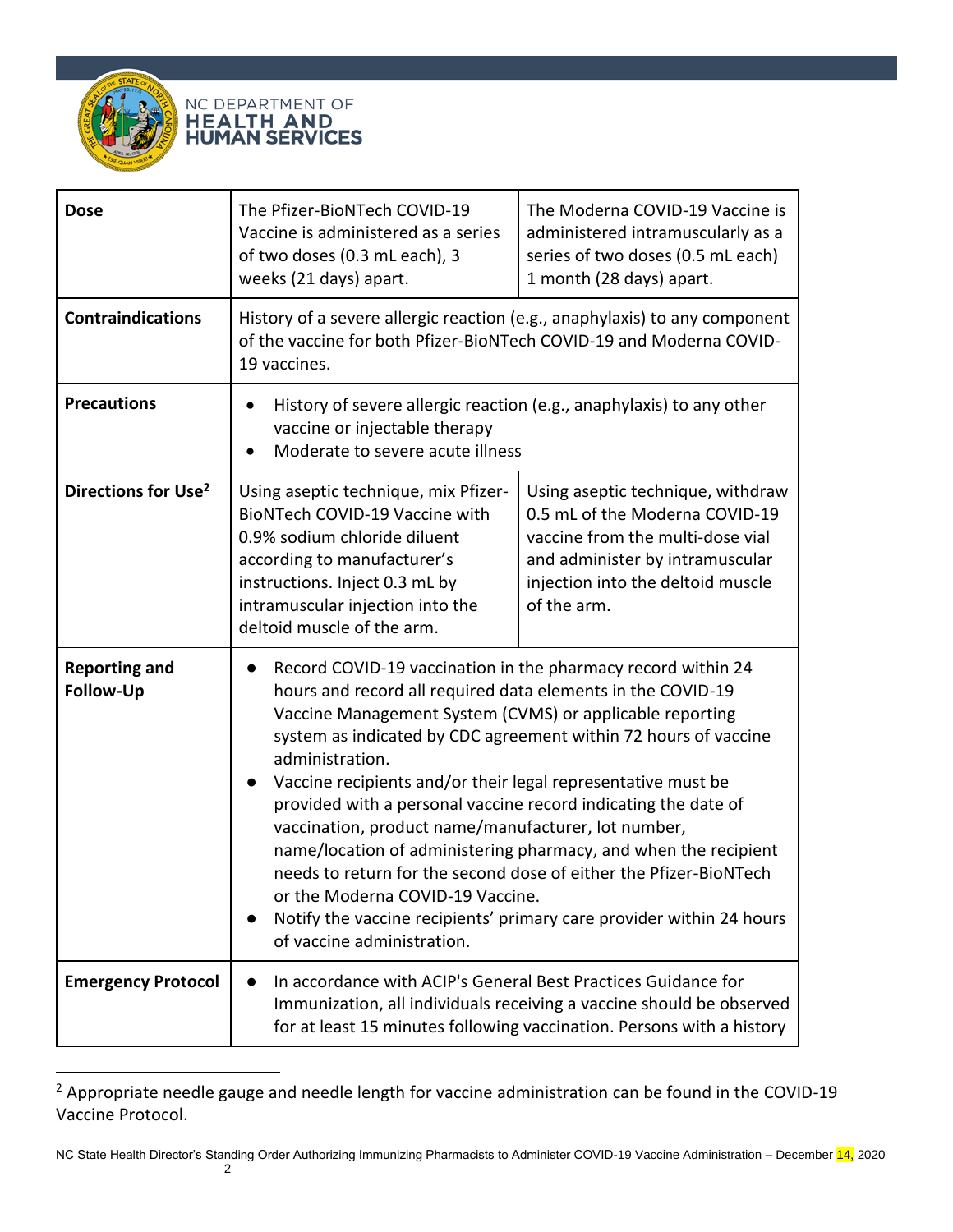| Dose | The Pfizer-BioNTech COVID-19 Vaccine is administered as a series of two doses (0.3 mL each), 3 weeks (21 days) apart. | The Moderna COVID-19 Vaccine is administered intramuscularly as a series of two doses (0.5 mL each) 1 month (28 days) apart. |
|---|---|---|
| **Contraindications** | History of a severe allergic reaction (e.g., anaphylaxis) to any component of the vaccine for both Pfizer-BioNTech COVID-19 and Moderna COVID-19 vaccines. | |
| **Precautions** | • History of severe allergic reaction (e.g., anaphylaxis) to any other vaccine or injectable therapy<br>• Moderate to severe acute illness | |
| **Directions for Use**[2] | Using aseptic technique, mix Pfizer-BioNTech COVID-19 Vaccine with 0.9% sodium chloride diluent according to manufacturer's instructions. Inject 0.3 mL by intramuscular injection into the deltoid muscle of the arm. | Using aseptic technique, withdraw 0.5 mL of the Moderna COVID-19 vaccine from the multi-dose vial and administer by intramuscular injection into the deltoid muscle of the arm. |
| **Reporting and Follow-Up** | • Record COVID-19 vaccination in the pharmacy record within 24 hours and record all required data elements in the COVID-19 Vaccine Management System (CVMS) or applicable reporting system as indicated by CDC agreement within 72 hours of vaccine administration.<br>• Vaccine recipients and/or their legal representative must be provided with a personal vaccine record indicating the date of vaccination, product name/manufacturer, lot number, name/location of administering pharmacy, and when the recipient needs to return for the second dose of either the Pfizer-BioNTech or the Moderna COVID-19 Vaccine.<br>• Notify the vaccine recipients' primary care provider within 24 hours of vaccine administration. | |
| **Emergency Protocol** | • In accordance with ACIP's General Best Practices Guidance for Immunization, all individuals receiving a vaccine should be observed for at least 15 minutes following vaccination. Persons with a history | |

[2] Appropriate needle gauge and needle length for vaccine administration can be found in the COVID-19 Vaccine Protocol.

NC State Health Director's Standing Order Authorizing Immunizing Pharmacists to Administer COVID-19 Vaccine Administration – December 14, 2020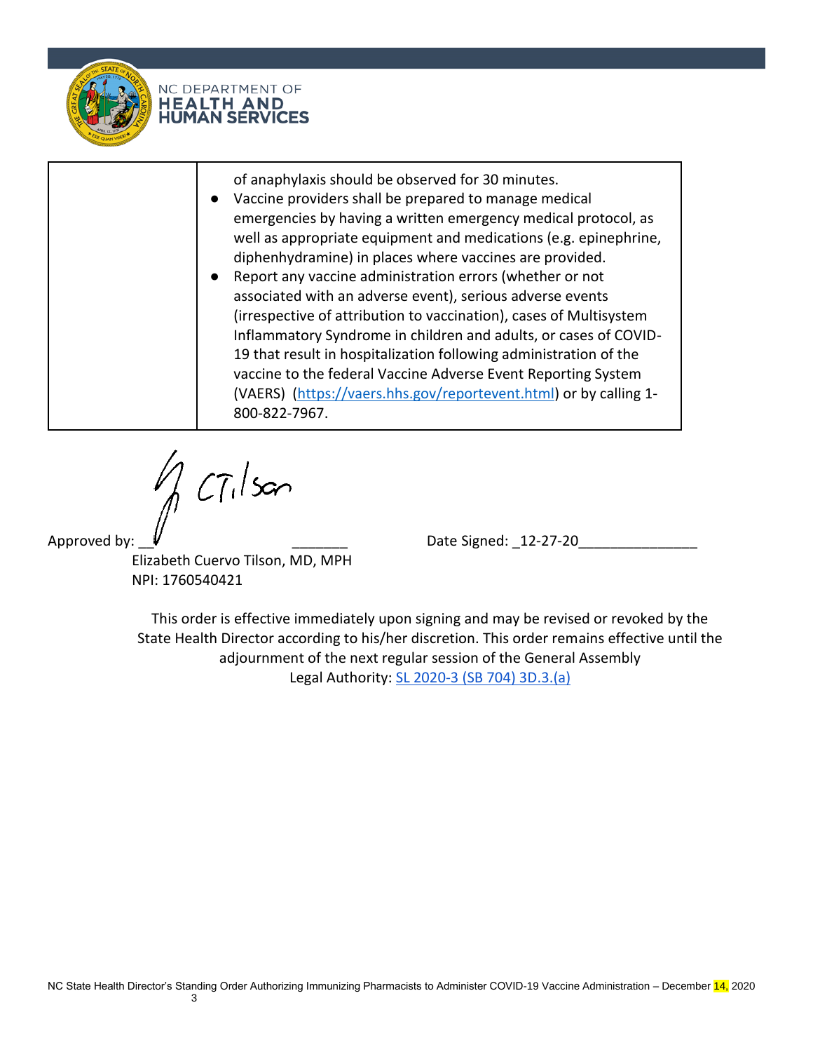| | |
|---|---|
| | of anaphylaxis should be observed for 30 minutes.<br>● Vaccine providers shall be prepared to manage medical emergencies by having a written emergency medical protocol, as well as appropriate equipment and medications (e.g. epinephrine, diphenhydramine) in places where vaccines are provided.<br>● Report any vaccine administration errors (whether or not associated with an adverse event), serious adverse events (irrespective of attribution to vaccination), cases of Multisystem Inflammatory Syndrome in children and adults, or cases of COVID-19 that result in hospitalization following administration of the vaccine to the federal Vaccine Adverse Event Reporting System (VAERS) (https://vaers.hhs.gov/reportevent.html) or by calling 1-800-822-7967. |

Approved by: ______________ Date Signed: _12-27-20_______________

Elizabeth Cuervo Tilson, MD, MPH
NPI: 1760540421

This order is effective immediately upon signing and may be revised or revoked by the State Health Director according to his/her discretion. This order remains effective until the adjournment of the next regular session of the General Assembly
Legal Authority: SL 2020-3 (SB 704) 3D.3.(a)